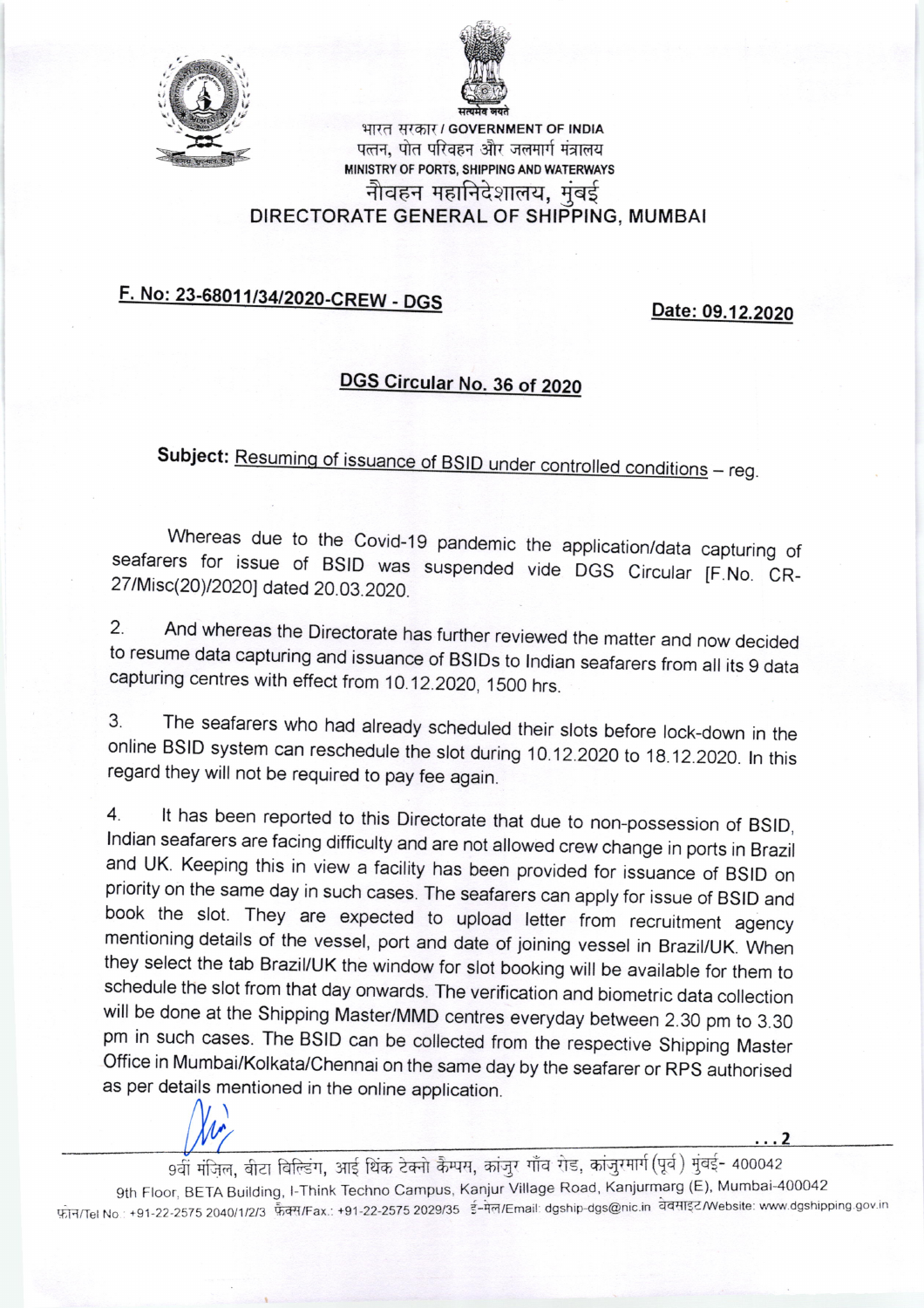भारत सरकार / GOVERNMENT OF INDIA
पत्तन, पोत परिवहन और जलमार्ग मंत्रालय
MINISTRY OF PORTS, SHIPPING AND WATERWAYS

# नौवहन महानिदेशालय, मुंबई
# DIRECTORATE GENERAL OF SHIPPING, MUMBAI

**F. No: 23-68011/34/2020-CREW - DGS** **Date: 09.12.2020**

## DGS Circular No. 36 of 2020

**Subject:** Resuming of issuance of BSID under controlled conditions – reg.

Whereas due to the Covid-19 pandemic the application/data capturing of seafarers for issue of BSID was suspended vide DGS Circular [F.No. CR-27/Misc(20)/2020] dated 20.03.2020.

2. And whereas the Directorate has further reviewed the matter and now decided to resume data capturing and issuance of BSIDs to Indian seafarers from all its 9 data capturing centres with effect from 10.12.2020, 1500 hrs.

3. The seafarers who had already scheduled their slots before lock-down in the online BSID system can reschedule the slot during 10.12.2020 to 18.12.2020. In this regard they will not be required to pay fee again.

4. It has been reported to this Directorate that due to non-possession of BSID, Indian seafarers are facing difficulty and are not allowed crew change in ports in Brazil and UK. Keeping this in view a facility has been provided for issuance of BSID on priority on the same day in such cases. The seafarers can apply for issue of BSID and book the slot. They are expected to upload letter from recruitment agency mentioning details of the vessel, port and date of joining vessel in Brazil/UK. When they select the tab Brazil/UK the window for slot booking will be available for them to schedule the slot from that day onwards. The verification and biometric data collection will be done at the Shipping Master/MMD centres everyday between 2.30 pm to 3.30 pm in such cases. The BSID can be collected from the respective Shipping Master Office in Mumbai/Kolkata/Chennai on the same day by the seafarer or RPS authorised as per details mentioned in the online application.

...2

9वीं मंज़िल, बीटा बिल्डिंग, आई थिंक टेक्नो कैम्पस, कांजुर गाँव रोड, कांजुरमार्ग (पूर्व) मुंबई- 400042
9th Floor, BETA Building, I-Think Techno Campus, Kanjur Village Road, Kanjurmarg (E), Mumbai-400042
फोन/Tel No.: +91-22-2575 2040/1/2/3 फैक्स/Fax.: +91-22-2575 2029/35 ई-मेल/Email: dgship-dgs@nic.in वेबसाइट/Website: www.dgshipping.gov.in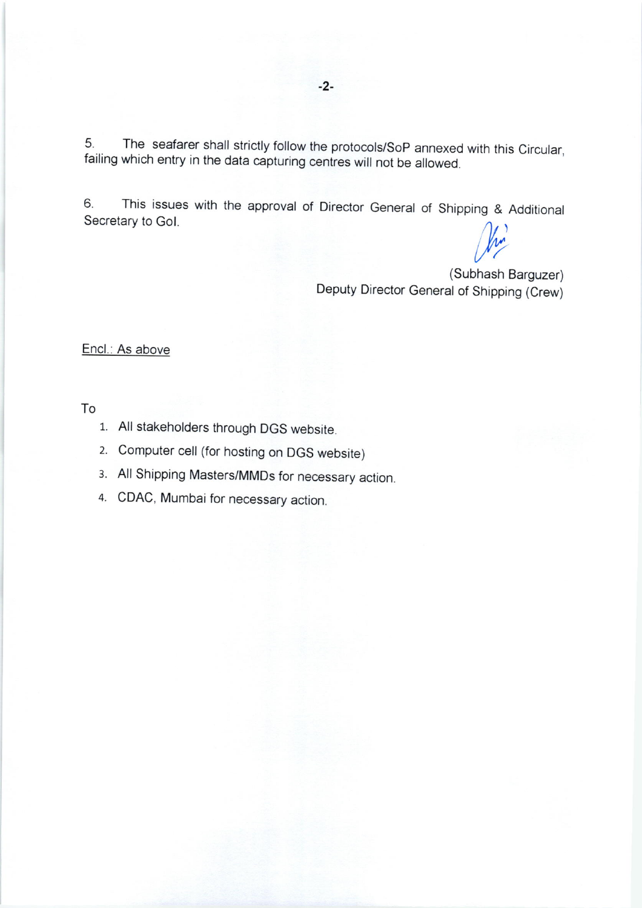5. The seafarer shall strictly follow the protocols/SoP annexed with this Circular, failing which entry in the data capturing centres will not be allowed.

6. This issues with the approval of Director General of Shipping & Additional Secretary to GoI.

(Subhash Barguzer)
Deputy Director General of Shipping (Crew)

Encl.: As above

To

1. All stakeholders through DGS website.
2. Computer cell (for hosting on DGS website)
3. All Shipping Masters/MMDs for necessary action.
4. CDAC, Mumbai for necessary action.